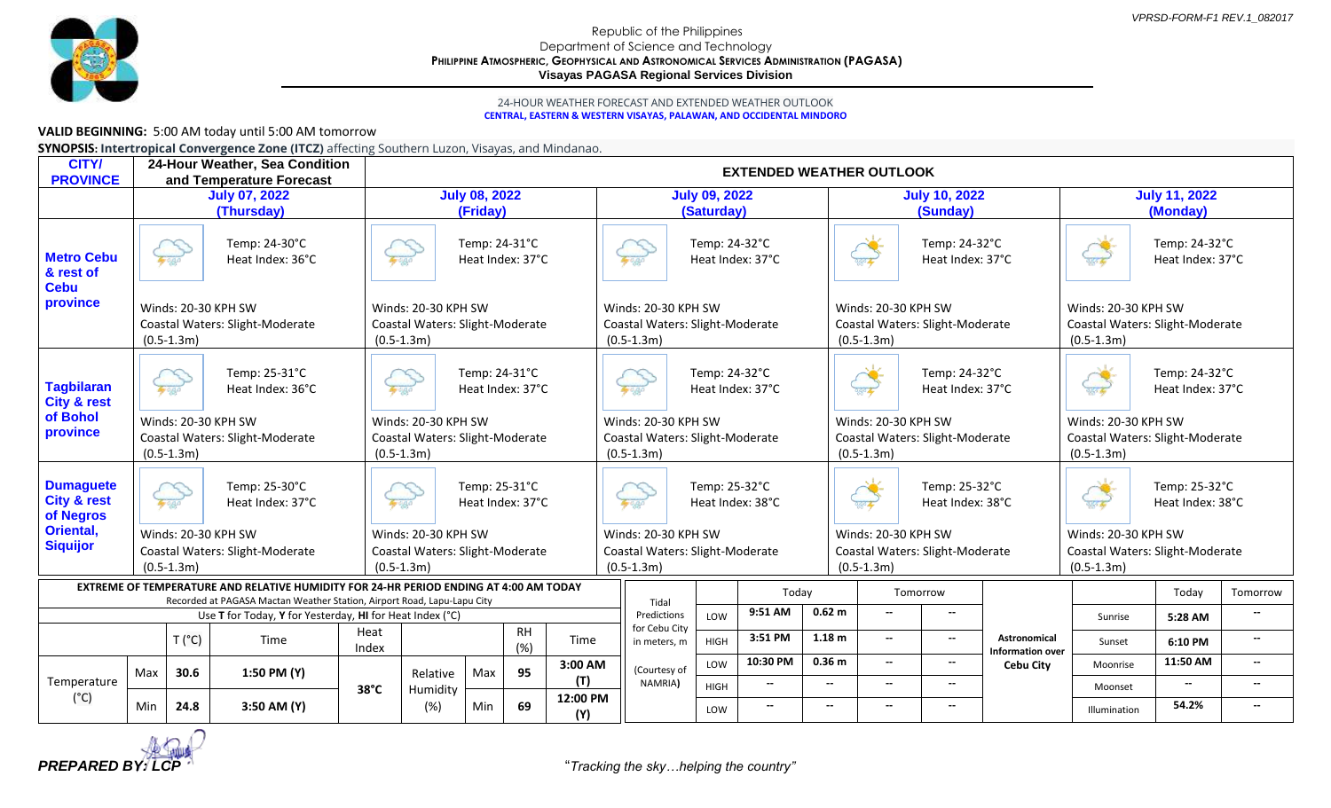VPRSD-FORM-F1 REV.1_082017

Republic of the Philippines
Department of Science and Technology
**PHILIPPINE ATMOSPHERIC, GEOPHYSICAL AND ASTRONOMICAL SERVICES ADMINISTRATION (PAGASA)**
**Visayas PAGASA Regional Services Division**

24-HOUR WEATHER FORECAST AND EXTENDED WEATHER OUTLOOK
**CENTRAL, EASTERN & WESTERN VISAYAS, PALAWAN, AND OCCIDENTAL MINDORO**

**VALID BEGINNING:** 5:00 AM today until 5:00 AM tomorrow

**SYNOPSIS: Intertropical Convergence Zone (ITCZ)** affecting Southern Luzon, Visayas, and Mindanao.

| CITY/ PROVINCE | 24-Hour Weather, Sea Condition and Temperature Forecast | EXTENDED WEATHER OUTLOOK | | | |
|---|---|---|---|---|---|
| | **July 07, 2022 (Thursday)** | **July 08, 2022 (Friday)** | **July 09, 2022 (Saturday)** | **July 10, 2022 (Sunday)** | **July 11, 2022 (Monday)** |
| **Metro Cebu & rest of Cebu province** | Temp: 24-30°C<br>Heat Index: 36°C<br>Winds: 20-30 KPH SW<br>Coastal Waters: Slight-Moderate (0.5-1.3m) | Temp: 24-31°C<br>Heat Index: 37°C<br>Winds: 20-30 KPH SW<br>Coastal Waters: Slight-Moderate (0.5-1.3m) | Temp: 24-32°C<br>Heat Index: 37°C<br>Winds: 20-30 KPH SW<br>Coastal Waters: Slight-Moderate (0.5-1.3m) | Temp: 24-32°C<br>Heat Index: 37°C<br>Winds: 20-30 KPH SW<br>Coastal Waters: Slight-Moderate (0.5-1.3m) | Temp: 24-32°C<br>Heat Index: 37°C<br>Winds: 20-30 KPH SW<br>Coastal Waters: Slight-Moderate (0.5-1.3m) |
| **Tagbilaran City & rest of Bohol province** | Temp: 25-31°C<br>Heat Index: 36°C<br>Winds: 20-30 KPH SW<br>Coastal Waters: Slight-Moderate (0.5-1.3m) | Temp: 24-31°C<br>Heat Index: 37°C<br>Winds: 20-30 KPH SW<br>Coastal Waters: Slight-Moderate (0.5-1.3m) | Temp: 24-32°C<br>Heat Index: 37°C<br>Winds: 20-30 KPH SW<br>Coastal Waters: Slight-Moderate (0.5-1.3m) | Temp: 24-32°C<br>Heat Index: 37°C<br>Winds: 20-30 KPH SW<br>Coastal Waters: Slight-Moderate (0.5-1.3m) | Temp: 24-32°C<br>Heat Index: 37°C<br>Winds: 20-30 KPH SW<br>Coastal Waters: Slight-Moderate (0.5-1.3m) |
| **Dumaguete City & rest of Negros Oriental, Siquijor** | Temp: 25-30°C<br>Heat Index: 37°C<br>Winds: 20-30 KPH SW<br>Coastal Waters: Slight-Moderate (0.5-1.3m) | Temp: 25-31°C<br>Heat Index: 37°C<br>Winds: 20-30 KPH SW<br>Coastal Waters: Slight-Moderate (0.5-1.3m) | Temp: 25-32°C<br>Heat Index: 38°C<br>Winds: 20-30 KPH SW<br>Coastal Waters: Slight-Moderate (0.5-1.3m) | Temp: 25-32°C<br>Heat Index: 38°C<br>Winds: 20-30 KPH SW<br>Coastal Waters: Slight-Moderate (0.5-1.3m) | Temp: 25-32°C<br>Heat Index: 38°C<br>Winds: 20-30 KPH SW<br>Coastal Waters: Slight-Moderate (0.5-1.3m) |

**EXTREME OF TEMPERATURE AND RELATIVE HUMIDITY FOR 24-HR PERIOD ENDING AT 4:00 AM TODAY**
Recorded at PAGASA Mactan Weather Station, Airport Road, Lapu-Lapu City
Use **T** for Today, **Y** for Yesterday, **HI** for Heat Index (°C)

| | | T (°C) | Time | Heat Index | | | RH (%) | Time |
|---|---|---|---|---|---|---|---|---|
| Temperature (°C) | Max | 30.6 | 1:50 PM (Y) | 38°C | Relative Humidity (%) | Max | 95 | 3:00 AM (T) |
| | Min | 24.8 | 3:50 AM (Y) | | | Min | 69 | 12:00 PM (Y) |

| Tidal Predictions for Cebu City in meters, m (Courtesy of NAMRIA) | | Today | | Tomorrow | |
|---|---|---|---|---|---|
| | LOW | 9:51 AM | 0.62 m | -- | -- |
| | HIGH | 3:51 PM | 1.18 m | -- | -- |
| | LOW | 10:30 PM | 0.36 m | -- | -- |
| | HIGH | -- | -- | -- | -- |
| | LOW | -- | -- | -- | -- |

| Astronomical Information over Cebu City | | Today | Tomorrow |
|---|---|---|---|
| | Sunrise | 5:28 AM | -- |
| | Sunset | 6:10 PM | -- |
| | Moonrise | 11:50 AM | -- |
| | Moonset | -- | -- |
| | Illumination | 54.2% | -- |

***PREPARED BY: LCP***

*"Tracking the sky…helping the country"*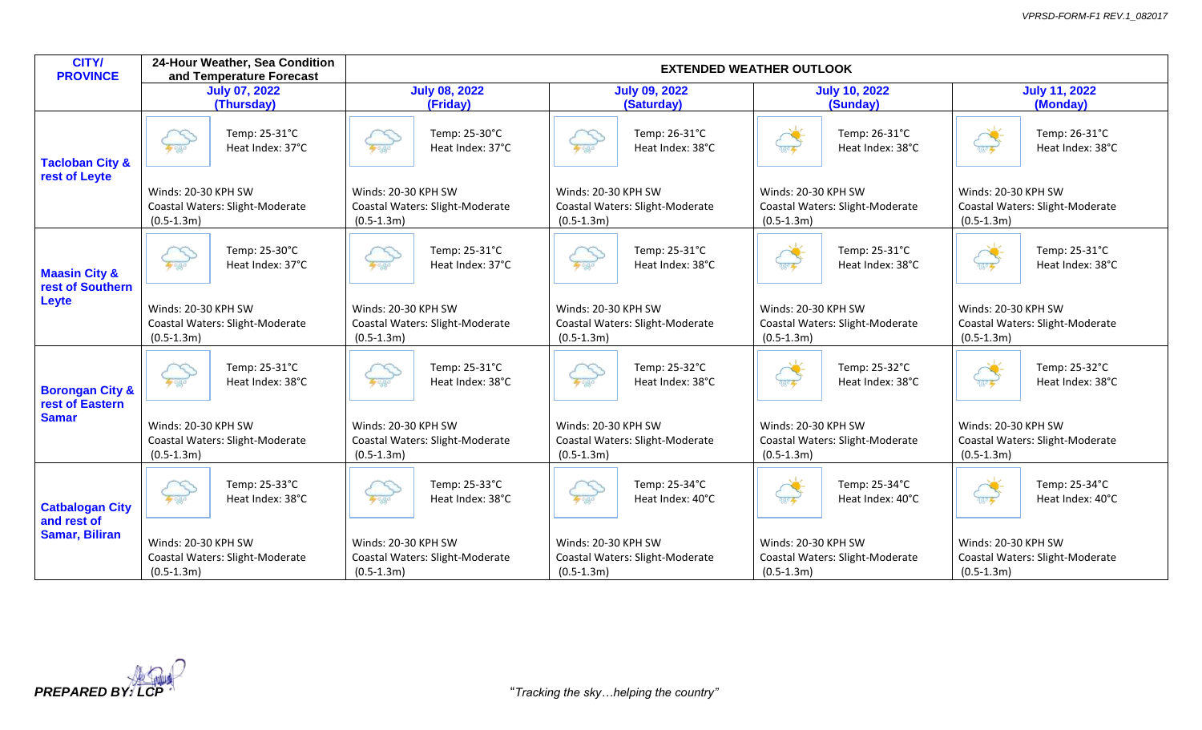| CITY/ PROVINCE | 24-Hour Weather, Sea Condition and Temperature Forecast | EXTENDED WEATHER OUTLOOK | | | |
|---|---|---|---|---|---|
| | July 07, 2022 (Thursday) | July 08, 2022 (Friday) | July 09, 2022 (Saturday) | July 10, 2022 (Sunday) | July 11, 2022 (Monday) |
| Tacloban City & rest of Leyte | Temp: 25-31°C Heat Index: 37°C Winds: 20-30 KPH SW Coastal Waters: Slight-Moderate (0.5-1.3m) | Temp: 25-30°C Heat Index: 37°C Winds: 20-30 KPH SW Coastal Waters: Slight-Moderate (0.5-1.3m) | Temp: 26-31°C Heat Index: 38°C Winds: 20-30 KPH SW Coastal Waters: Slight-Moderate (0.5-1.3m) | Temp: 26-31°C Heat Index: 38°C Winds: 20-30 KPH SW Coastal Waters: Slight-Moderate (0.5-1.3m) | Temp: 26-31°C Heat Index: 38°C Winds: 20-30 KPH SW Coastal Waters: Slight-Moderate (0.5-1.3m) |
| Maasin City & rest of Southern Leyte | Temp: 25-30°C Heat Index: 37°C Winds: 20-30 KPH SW Coastal Waters: Slight-Moderate (0.5-1.3m) | Temp: 25-31°C Heat Index: 37°C Winds: 20-30 KPH SW Coastal Waters: Slight-Moderate (0.5-1.3m) | Temp: 25-31°C Heat Index: 38°C Winds: 20-30 KPH SW Coastal Waters: Slight-Moderate (0.5-1.3m) | Temp: 25-31°C Heat Index: 38°C Winds: 20-30 KPH SW Coastal Waters: Slight-Moderate (0.5-1.3m) | Temp: 25-31°C Heat Index: 38°C Winds: 20-30 KPH SW Coastal Waters: Slight-Moderate (0.5-1.3m) |
| Borongan City & rest of Eastern Samar | Temp: 25-31°C Heat Index: 38°C Winds: 20-30 KPH SW Coastal Waters: Slight-Moderate (0.5-1.3m) | Temp: 25-31°C Heat Index: 38°C Winds: 20-30 KPH SW Coastal Waters: Slight-Moderate (0.5-1.3m) | Temp: 25-32°C Heat Index: 38°C Winds: 20-30 KPH SW Coastal Waters: Slight-Moderate (0.5-1.3m) | Temp: 25-32°C Heat Index: 38°C Winds: 20-30 KPH SW Coastal Waters: Slight-Moderate (0.5-1.3m) | Temp: 25-32°C Heat Index: 38°C Winds: 20-30 KPH SW Coastal Waters: Slight-Moderate (0.5-1.3m) |
| Catbalogan City and rest of Samar, Biliran | Temp: 25-33°C Heat Index: 38°C Winds: 20-30 KPH SW Coastal Waters: Slight-Moderate (0.5-1.3m) | Temp: 25-33°C Heat Index: 38°C Winds: 20-30 KPH SW Coastal Waters: Slight-Moderate (0.5-1.3m) | Temp: 25-34°C Heat Index: 40°C Winds: 20-30 KPH SW Coastal Waters: Slight-Moderate (0.5-1.3m) | Temp: 25-34°C Heat Index: 40°C Winds: 20-30 KPH SW Coastal Waters: Slight-Moderate (0.5-1.3m) | Temp: 25-34°C Heat Index: 40°C Winds: 20-30 KPH SW Coastal Waters: Slight-Moderate (0.5-1.3m) |

***PREPARED BY: LCP***

*"Tracking the sky…helping the country"*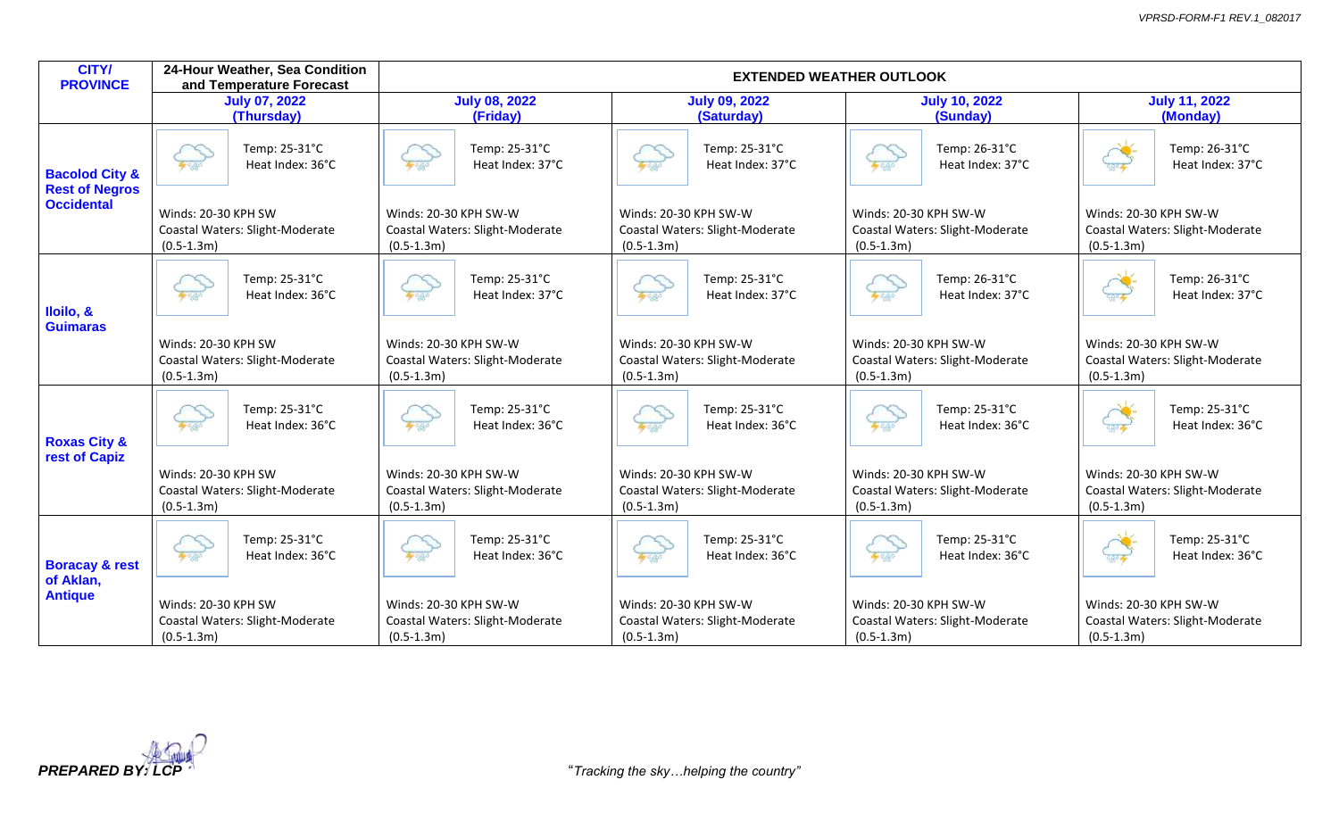| CITY/ PROVINCE | 24-Hour Weather, Sea Condition and Temperature Forecast | EXTENDED WEATHER OUTLOOK | | | |
|---|---|---|---|---|---|
| | July 07, 2022 (Thursday) | July 08, 2022 (Friday) | July 09, 2022 (Saturday) | July 10, 2022 (Sunday) | July 11, 2022 (Monday) |
| Bacolod City & Rest of Negros Occidental | Temp: 25-31°C<br>Heat Index: 36°C<br>Winds: 20-30 KPH SW<br>Coastal Waters: Slight-Moderate (0.5-1.3m) | Temp: 25-31°C<br>Heat Index: 37°C<br>Winds: 20-30 KPH SW-W<br>Coastal Waters: Slight-Moderate (0.5-1.3m) | Temp: 25-31°C<br>Heat Index: 37°C<br>Winds: 20-30 KPH SW-W<br>Coastal Waters: Slight-Moderate (0.5-1.3m) | Temp: 26-31°C<br>Heat Index: 37°C<br>Winds: 20-30 KPH SW-W<br>Coastal Waters: Slight-Moderate (0.5-1.3m) | Temp: 26-31°C<br>Heat Index: 37°C<br>Winds: 20-30 KPH SW-W<br>Coastal Waters: Slight-Moderate (0.5-1.3m) |
| Iloilo, & Guimaras | Temp: 25-31°C<br>Heat Index: 36°C<br>Winds: 20-30 KPH SW<br>Coastal Waters: Slight-Moderate (0.5-1.3m) | Temp: 25-31°C<br>Heat Index: 37°C<br>Winds: 20-30 KPH SW-W<br>Coastal Waters: Slight-Moderate (0.5-1.3m) | Temp: 25-31°C<br>Heat Index: 37°C<br>Winds: 20-30 KPH SW-W<br>Coastal Waters: Slight-Moderate (0.5-1.3m) | Temp: 26-31°C<br>Heat Index: 37°C<br>Winds: 20-30 KPH SW-W<br>Coastal Waters: Slight-Moderate (0.5-1.3m) | Temp: 26-31°C<br>Heat Index: 37°C<br>Winds: 20-30 KPH SW-W<br>Coastal Waters: Slight-Moderate (0.5-1.3m) |
| Roxas City & rest of Capiz | Temp: 25-31°C<br>Heat Index: 36°C<br>Winds: 20-30 KPH SW<br>Coastal Waters: Slight-Moderate (0.5-1.3m) | Temp: 25-31°C<br>Heat Index: 36°C<br>Winds: 20-30 KPH SW-W<br>Coastal Waters: Slight-Moderate (0.5-1.3m) | Temp: 25-31°C<br>Heat Index: 36°C<br>Winds: 20-30 KPH SW-W<br>Coastal Waters: Slight-Moderate (0.5-1.3m) | Temp: 25-31°C<br>Heat Index: 36°C<br>Winds: 20-30 KPH SW-W<br>Coastal Waters: Slight-Moderate (0.5-1.3m) | Temp: 25-31°C<br>Heat Index: 36°C<br>Winds: 20-30 KPH SW-W<br>Coastal Waters: Slight-Moderate (0.5-1.3m) |
| Boracay & rest of Aklan, Antique | Temp: 25-31°C<br>Heat Index: 36°C<br>Winds: 20-30 KPH SW<br>Coastal Waters: Slight-Moderate (0.5-1.3m) | Temp: 25-31°C<br>Heat Index: 36°C<br>Winds: 20-30 KPH SW-W<br>Coastal Waters: Slight-Moderate (0.5-1.3m) | Temp: 25-31°C<br>Heat Index: 36°C<br>Winds: 20-30 KPH SW-W<br>Coastal Waters: Slight-Moderate (0.5-1.3m) | Temp: 25-31°C<br>Heat Index: 36°C<br>Winds: 20-30 KPH SW-W<br>Coastal Waters: Slight-Moderate (0.5-1.3m) | Temp: 25-31°C<br>Heat Index: 36°C<br>Winds: 20-30 KPH SW-W<br>Coastal Waters: Slight-Moderate (0.5-1.3m) |

***PREPARED BY: LCP***

*"Tracking the sky…helping the country"*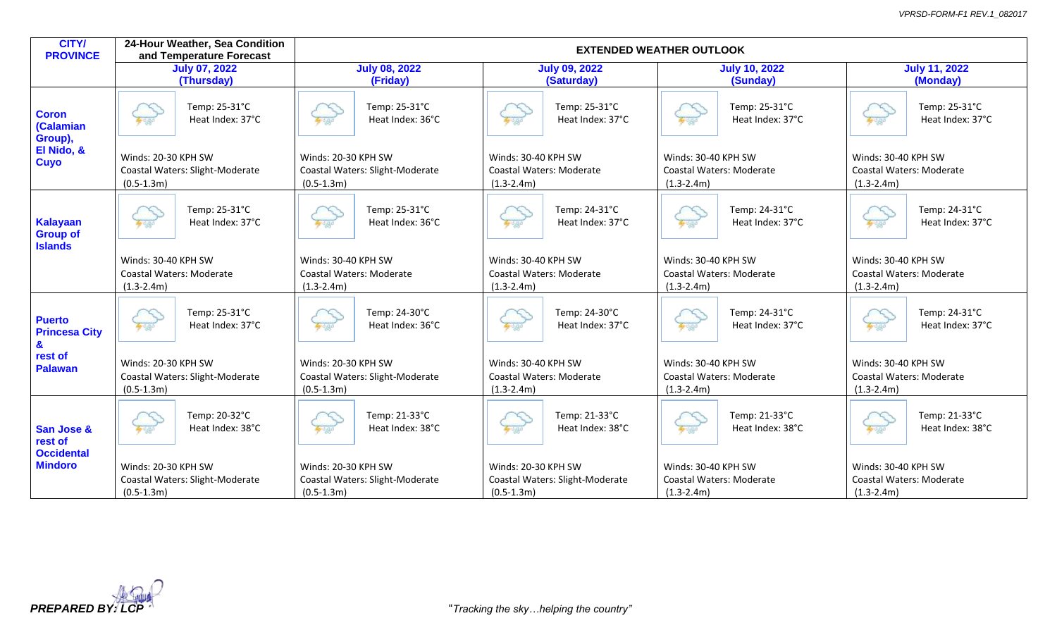| CITY/ PROVINCE | 24-Hour Weather, Sea Condition and Temperature Forecast | EXTENDED WEATHER OUTLOOK | | | |
|---|---|---|---|---|---|
| | July 07, 2022 (Thursday) | July 08, 2022 (Friday) | July 09, 2022 (Saturday) | July 10, 2022 (Sunday) | July 11, 2022 (Monday) |
| Coron (Calamian Group), El Nido, & Cuyo | Temp: 25-31°C Heat Index: 37°C Winds: 20-30 KPH SW Coastal Waters: Slight-Moderate (0.5-1.3m) | Temp: 25-31°C Heat Index: 36°C Winds: 20-30 KPH SW Coastal Waters: Slight-Moderate (0.5-1.3m) | Temp: 25-31°C Heat Index: 37°C Winds: 30-40 KPH SW Coastal Waters: Moderate (1.3-2.4m) | Temp: 25-31°C Heat Index: 37°C Winds: 30-40 KPH SW Coastal Waters: Moderate (1.3-2.4m) | Temp: 25-31°C Heat Index: 37°C Winds: 30-40 KPH SW Coastal Waters: Moderate (1.3-2.4m) |
| Kalayaan Group of Islands | Temp: 25-31°C Heat Index: 37°C Winds: 30-40 KPH SW Coastal Waters: Moderate (1.3-2.4m) | Temp: 25-31°C Heat Index: 36°C Winds: 30-40 KPH SW Coastal Waters: Moderate (1.3-2.4m) | Temp: 24-31°C Heat Index: 37°C Winds: 30-40 KPH SW Coastal Waters: Moderate (1.3-2.4m) | Temp: 24-31°C Heat Index: 37°C Winds: 30-40 KPH SW Coastal Waters: Moderate (1.3-2.4m) | Temp: 24-31°C Heat Index: 37°C Winds: 30-40 KPH SW Coastal Waters: Moderate (1.3-2.4m) |
| Puerto Princesa City & rest of Palawan | Temp: 25-31°C Heat Index: 37°C Winds: 20-30 KPH SW Coastal Waters: Slight-Moderate (0.5-1.3m) | Temp: 24-30°C Heat Index: 36°C Winds: 20-30 KPH SW Coastal Waters: Slight-Moderate (0.5-1.3m) | Temp: 24-30°C Heat Index: 37°C Winds: 30-40 KPH SW Coastal Waters: Moderate (1.3-2.4m) | Temp: 24-31°C Heat Index: 37°C Winds: 30-40 KPH SW Coastal Waters: Moderate (1.3-2.4m) | Temp: 24-31°C Heat Index: 37°C Winds: 30-40 KPH SW Coastal Waters: Moderate (1.3-2.4m) |
| San Jose & rest of Occidental Mindoro | Temp: 20-32°C Heat Index: 38°C Winds: 20-30 KPH SW Coastal Waters: Slight-Moderate (0.5-1.3m) | Temp: 21-33°C Heat Index: 38°C Winds: 20-30 KPH SW Coastal Waters: Slight-Moderate (0.5-1.3m) | Temp: 21-33°C Heat Index: 38°C Winds: 20-30 KPH SW Coastal Waters: Slight-Moderate (0.5-1.3m) | Temp: 21-33°C Heat Index: 38°C Winds: 30-40 KPH SW Coastal Waters: Moderate (1.3-2.4m) | Temp: 21-33°C Heat Index: 38°C Winds: 30-40 KPH SW Coastal Waters: Moderate (1.3-2.4m) |

***PREPARED BY: LCP***

*"Tracking the sky…helping the country"*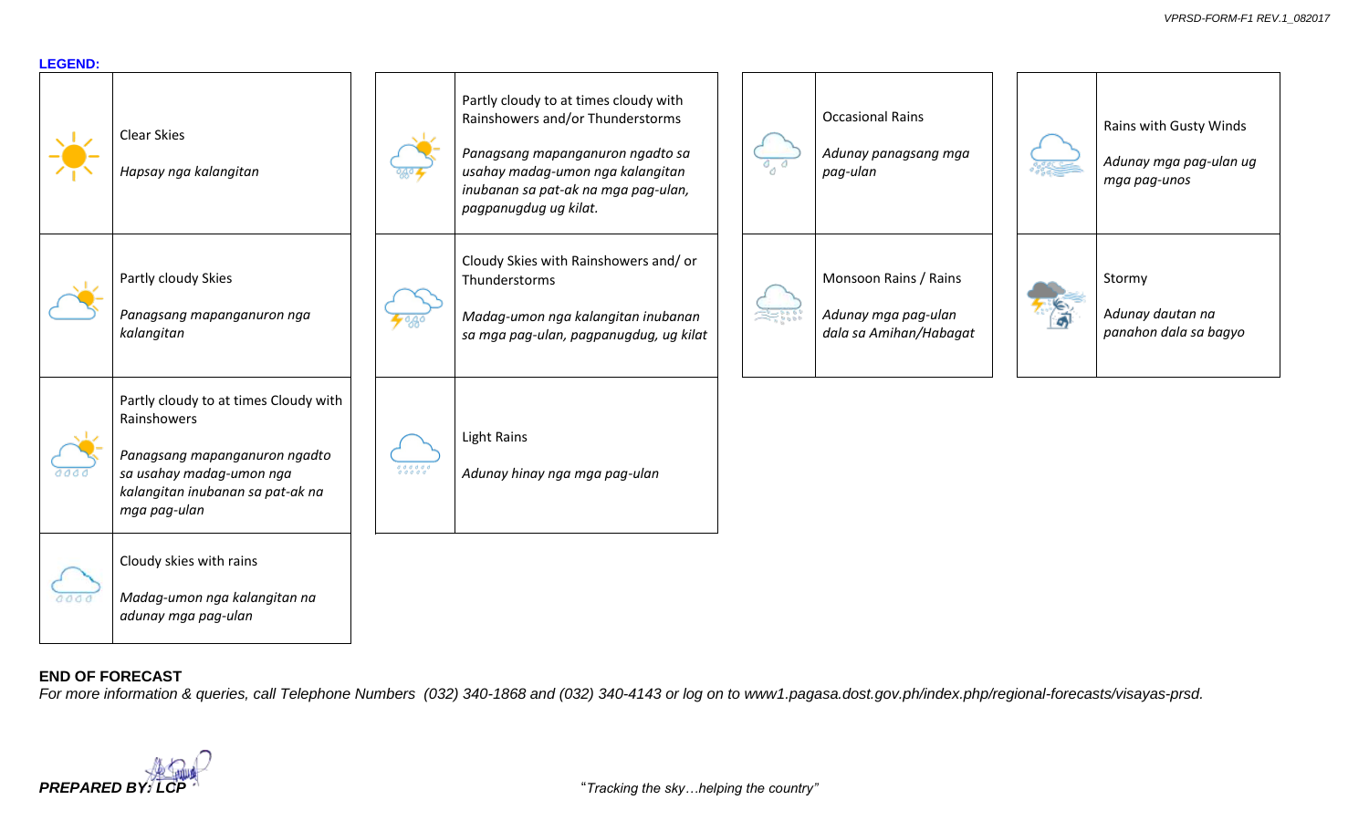**LEGEND:**

| | |
|---|---|
| | Clear Skies<br><br>*Hapsay nga kalangitan* |
| | Partly cloudy Skies<br><br>*Panagsang mapanganuron nga kalangitan* |
| | Partly cloudy to at times Cloudy with Rainshowers<br><br>*Panagsang mapanganuron ngadto sa usahay madag-umon nga kalangitan inubanan sa pat-ak na mga pag-ulan* |
| | Cloudy skies with rains<br><br>*Madag-umon nga kalangitan na adunay mga pag-ulan* |

| | |
|---|---|
| | Partly cloudy to at times cloudy with Rainshowers and/or Thunderstorms<br><br>*Panagsang mapanganuron ngadto sa usahay madag-umon nga kalangitan inubanan sa pat-ak na mga pag-ulan, pagpanugdug ug kilat.* |
| | Cloudy Skies with Rainshowers and/ or Thunderstorms<br><br>*Madag-umon nga kalangitan inubanan sa mga pag-ulan, pagpanugdug, ug kilat* |
| | Light Rains<br><br>*Adunay hinay nga mga pag-ulan* |

| | |
|---|---|
| | Occasional Rains<br><br>*Adunay panagsang mga pag-ulan* |
| | Monsoon Rains / Rains<br><br>*Adunay mga pag-ulan dala sa Amihan/Habagat* |

| | |
|---|---|
| | Rains with Gusty Winds<br><br>*Adunay mga pag-ulan ug mga pag-unos* |
| | Stormy<br><br>*Adunay dautan na panahon dala sa bagyo* |

**END OF FORECAST**

*For more information & queries, call Telephone Numbers (032) 340-1868 and (032) 340-4143 or log on to www1.pagasa.dost.gov.ph/index.php/regional-forecasts/visayas-prsd.*

***PREPARED BY: LCP***

"*Tracking the sky…helping the country"*